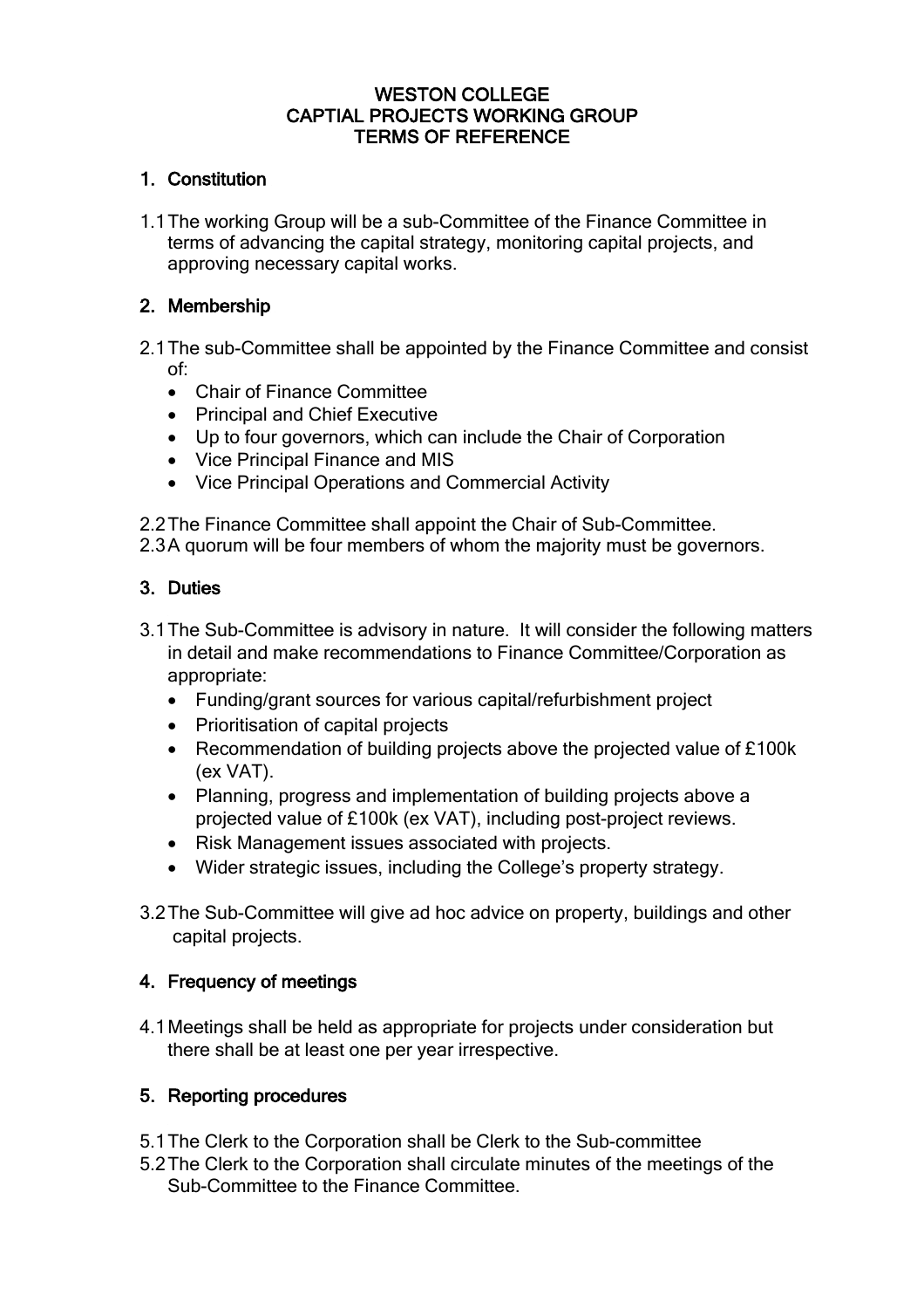# WESTON COLLEGE
# CAPTIAL PROJECTS WORKING GROUP
# TERMS OF REFERENCE

## 1. Constitution

1.1 The working Group will be a sub-Committee of the Finance Committee in terms of advancing the capital strategy, monitoring capital projects, and approving necessary capital works.

## 2. Membership

2.1 The sub-Committee shall be appointed by the Finance Committee and consist of:

- Chair of Finance Committee
- Principal and Chief Executive
- Up to four governors, which can include the Chair of Corporation
- Vice Principal Finance and MIS
- Vice Principal Operations and Commercial Activity

2.2 The Finance Committee shall appoint the Chair of Sub-Committee.
2.3 A quorum will be four members of whom the majority must be governors.

## 3. Duties

3.1 The Sub-Committee is advisory in nature. It will consider the following matters in detail and make recommendations to Finance Committee/Corporation as appropriate:

- Funding/grant sources for various capital/refurbishment project
- Prioritisation of capital projects
- Recommendation of building projects above the projected value of £100k (ex VAT).
- Planning, progress and implementation of building projects above a projected value of £100k (ex VAT), including post-project reviews.
- Risk Management issues associated with projects.
- Wider strategic issues, including the College's property strategy.

3.2 The Sub-Committee will give ad hoc advice on property, buildings and other capital projects.

## 4. Frequency of meetings

4.1 Meetings shall be held as appropriate for projects under consideration but there shall be at least one per year irrespective.

## 5. Reporting procedures

5.1 The Clerk to the Corporation shall be Clerk to the Sub-committee
5.2 The Clerk to the Corporation shall circulate minutes of the meetings of the Sub-Committee to the Finance Committee.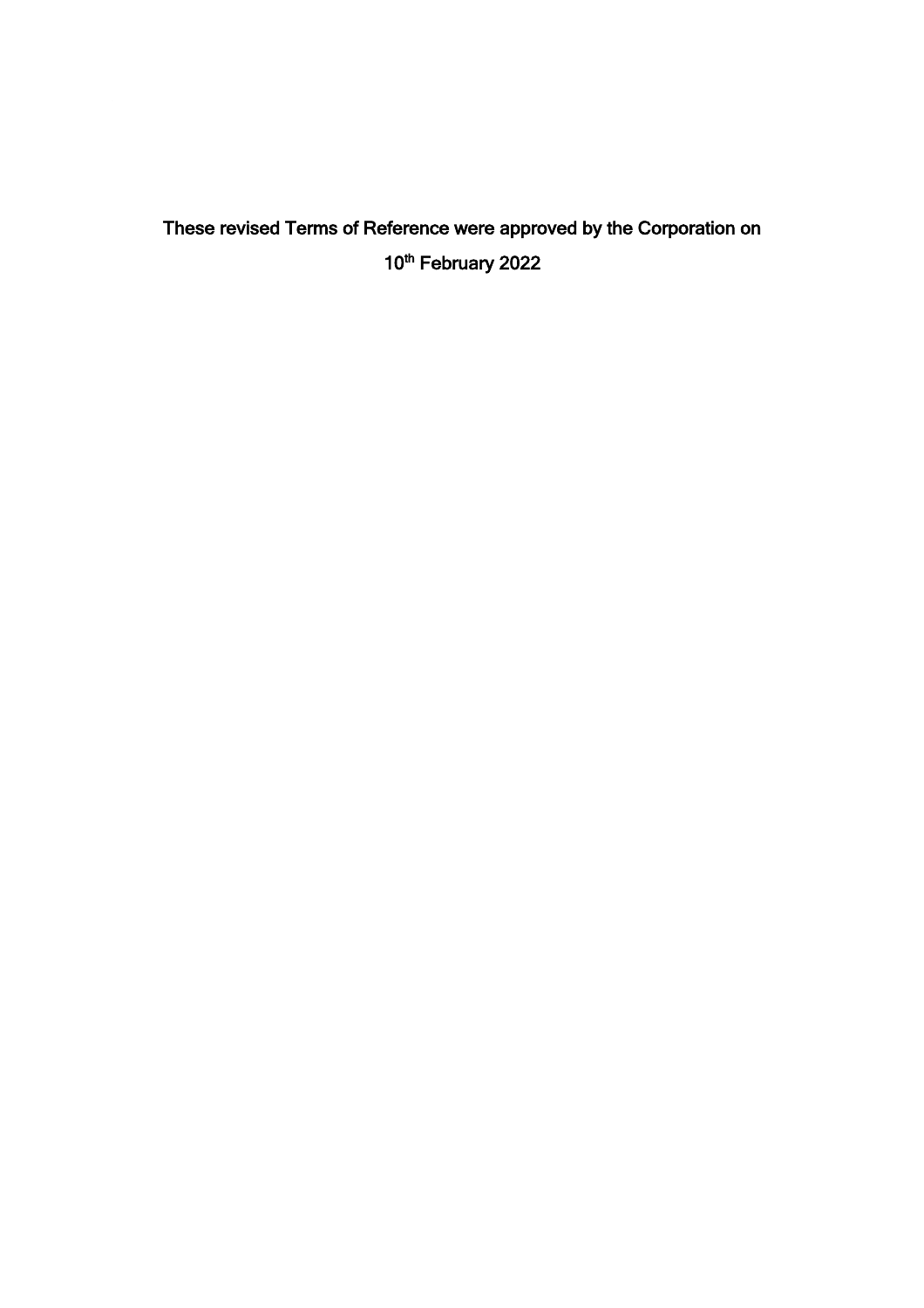**These revised Terms of Reference were approved by the Corporation on 10th February 2022**